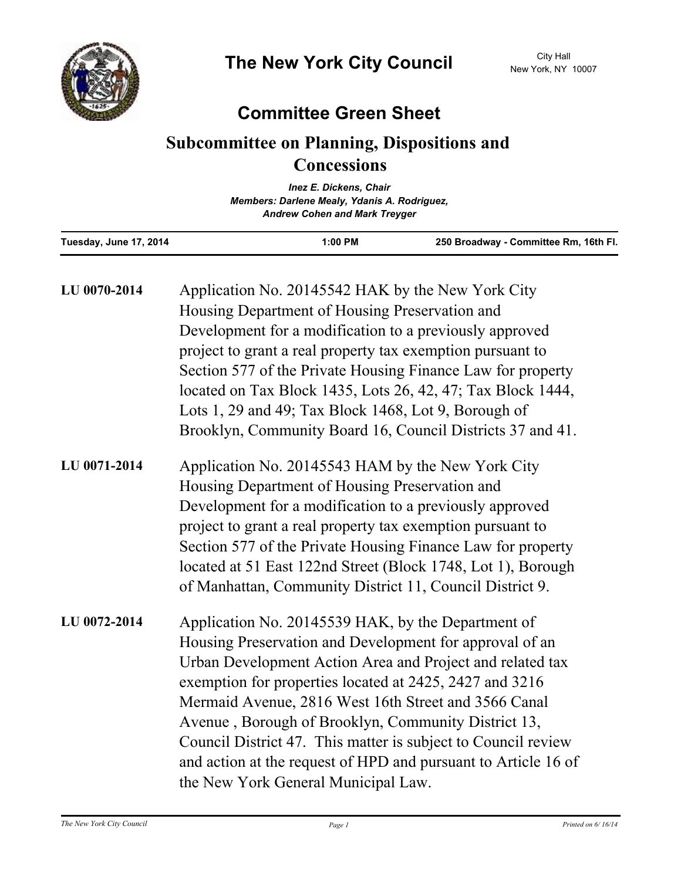# The New York City Council

City Hall
New York, NY 10007

## Committee Green Sheet

## Subcommittee on Planning, Dispositions and Concessions

*Inez E. Dickens, Chair*
*Members: Darlene Mealy, Ydanis A. Rodriguez, Andrew Cohen and Mark Treyger*

| Tuesday, June 17, 2014 | 1:00 PM | 250 Broadway - Committee Rm, 16th Fl. |
|---|---|---|

**LU 0070-2014**

Application No. 20145542 HAK by the New York City Housing Department of Housing Preservation and Development for a modification to a previously approved project to grant a real property tax exemption pursuant to Section 577 of the Private Housing Finance Law for property located on Tax Block 1435, Lots 26, 42, 47; Tax Block 1444, Lots 1, 29 and 49; Tax Block 1468, Lot 9, Borough of Brooklyn, Community Board 16, Council Districts 37 and 41.

**LU 0071-2014**

Application No. 20145543 HAM by the New York City Housing Department of Housing Preservation and Development for a modification to a previously approved project to grant a real property tax exemption pursuant to Section 577 of the Private Housing Finance Law for property located at 51 East 122nd Street (Block 1748, Lot 1), Borough of Manhattan, Community District 11, Council District 9.

**LU 0072-2014**

Application No. 20145539 HAK, by the Department of Housing Preservation and Development for approval of an Urban Development Action Area and Project and related tax exemption for properties located at 2425, 2427 and 3216 Mermaid Avenue, 2816 West 16th Street and 3566 Canal Avenue , Borough of Brooklyn, Community District 13, Council District 47. This matter is subject to Council review and action at the request of HPD and pursuant to Article 16 of the New York General Municipal Law.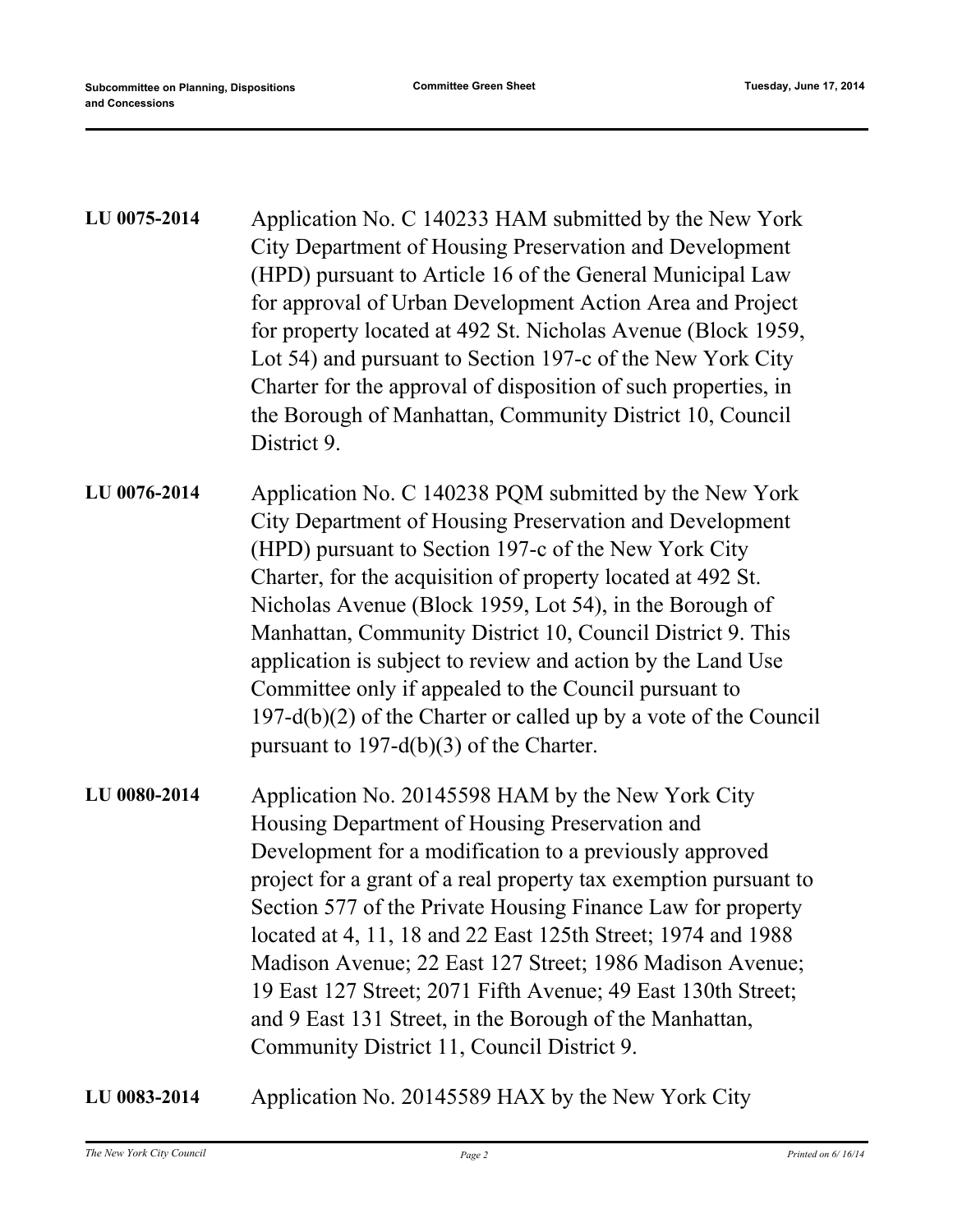**LU 0075-2014**

Application No. C 140233 HAM submitted by the New York City Department of Housing Preservation and Development (HPD) pursuant to Article 16 of the General Municipal Law for approval of Urban Development Action Area and Project for property located at 492 St. Nicholas Avenue (Block 1959, Lot 54) and pursuant to Section 197-c of the New York City Charter for the approval of disposition of such properties, in the Borough of Manhattan, Community District 10, Council District 9.

**LU 0076-2014**

Application No. C 140238 PQM submitted by the New York City Department of Housing Preservation and Development (HPD) pursuant to Section 197-c of the New York City Charter, for the acquisition of property located at 492 St. Nicholas Avenue (Block 1959, Lot 54), in the Borough of Manhattan, Community District 10, Council District 9. This application is subject to review and action by the Land Use Committee only if appealed to the Council pursuant to 197-d(b)(2) of the Charter or called up by a vote of the Council pursuant to 197-d(b)(3) of the Charter.

**LU 0080-2014**

Application No. 20145598 HAM by the New York City Housing Department of Housing Preservation and Development for a modification to a previously approved project for a grant of a real property tax exemption pursuant to Section 577 of the Private Housing Finance Law for property located at 4, 11, 18 and 22 East 125th Street; 1974 and 1988 Madison Avenue; 22 East 127 Street; 1986 Madison Avenue; 19 East 127 Street; 2071 Fifth Avenue; 49 East 130th Street; and 9 East 131 Street, in the Borough of the Manhattan, Community District 11, Council District 9.

**LU 0083-2014**

Application No. 20145589 HAX by the New York City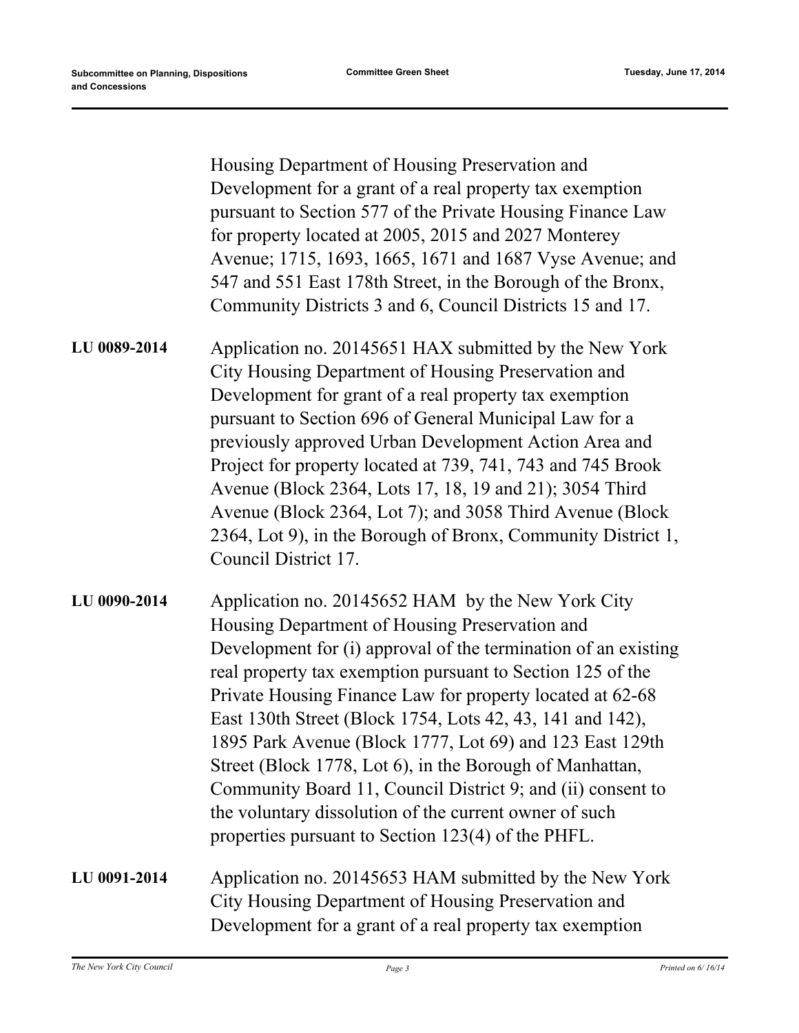Housing Department of Housing Preservation and Development for a grant of a real property tax exemption pursuant to Section 577 of the Private Housing Finance Law for property located at 2005, 2015 and 2027 Monterey Avenue; 1715, 1693, 1665, 1671 and 1687 Vyse Avenue; and 547 and 551 East 178th Street, in the Borough of the Bronx, Community Districts 3 and 6, Council Districts 15 and 17.

**LU 0089-2014** Application no. 20145651 HAX submitted by the New York City Housing Department of Housing Preservation and Development for grant of a real property tax exemption pursuant to Section 696 of General Municipal Law for a previously approved Urban Development Action Area and Project for property located at 739, 741, 743 and 745 Brook Avenue (Block 2364, Lots 17, 18, 19 and 21); 3054 Third Avenue (Block 2364, Lot 7); and 3058 Third Avenue (Block 2364, Lot 9), in the Borough of Bronx, Community District 1, Council District 17.

**LU 0090-2014** Application no. 20145652 HAM by the New York City Housing Department of Housing Preservation and Development for (i) approval of the termination of an existing real property tax exemption pursuant to Section 125 of the Private Housing Finance Law for property located at 62-68 East 130th Street (Block 1754, Lots 42, 43, 141 and 142), 1895 Park Avenue (Block 1777, Lot 69) and 123 East 129th Street (Block 1778, Lot 6), in the Borough of Manhattan, Community Board 11, Council District 9; and (ii) consent to the voluntary dissolution of the current owner of such properties pursuant to Section 123(4) of the PHFL.

**LU 0091-2014** Application no. 20145653 HAM submitted by the New York City Housing Department of Housing Preservation and Development for a grant of a real property tax exemption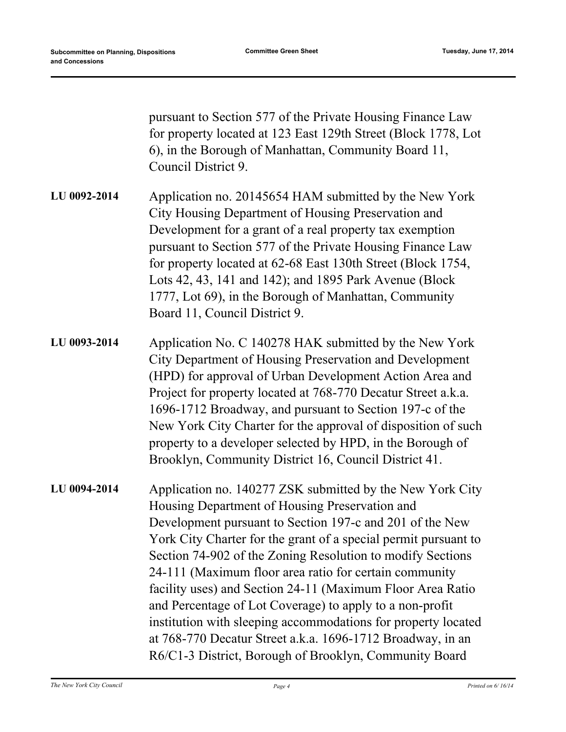pursuant to Section 577 of the Private Housing Finance Law for property located at 123 East 129th Street (Block 1778, Lot 6), in the Borough of Manhattan, Community Board 11, Council District 9.

**LU 0092-2014** Application no. 20145654 HAM submitted by the New York City Housing Department of Housing Preservation and Development for a grant of a real property tax exemption pursuant to Section 577 of the Private Housing Finance Law for property located at 62-68 East 130th Street (Block 1754, Lots 42, 43, 141 and 142); and 1895 Park Avenue (Block 1777, Lot 69), in the Borough of Manhattan, Community Board 11, Council District 9.

**LU 0093-2014** Application No. C 140278 HAK submitted by the New York City Department of Housing Preservation and Development (HPD) for approval of Urban Development Action Area and Project for property located at 768-770 Decatur Street a.k.a. 1696-1712 Broadway, and pursuant to Section 197-c of the New York City Charter for the approval of disposition of such property to a developer selected by HPD, in the Borough of Brooklyn, Community District 16, Council District 41.

**LU 0094-2014** Application no. 140277 ZSK submitted by the New York City Housing Department of Housing Preservation and Development pursuant to Section 197-c and 201 of the New York City Charter for the grant of a special permit pursuant to Section 74-902 of the Zoning Resolution to modify Sections 24-111 (Maximum floor area ratio for certain community facility uses) and Section 24-11 (Maximum Floor Area Ratio and Percentage of Lot Coverage) to apply to a non-profit institution with sleeping accommodations for property located at 768-770 Decatur Street a.k.a. 1696-1712 Broadway, in an R6/C1-3 District, Borough of Brooklyn, Community Board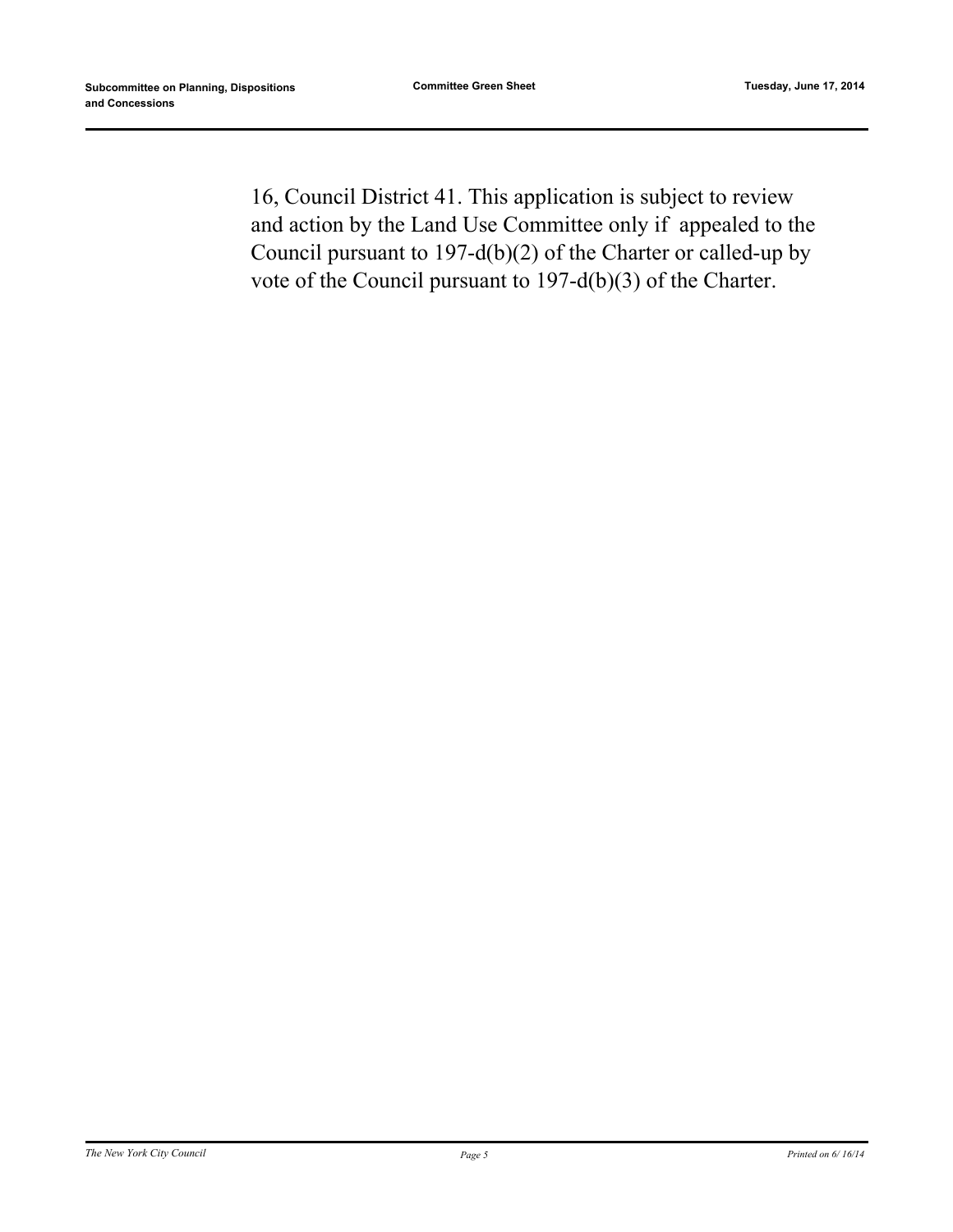16, Council District 41. This application is subject to review and action by the Land Use Committee only if appealed to the Council pursuant to 197-d(b)(2) of the Charter or called-up by vote of the Council pursuant to 197-d(b)(3) of the Charter.